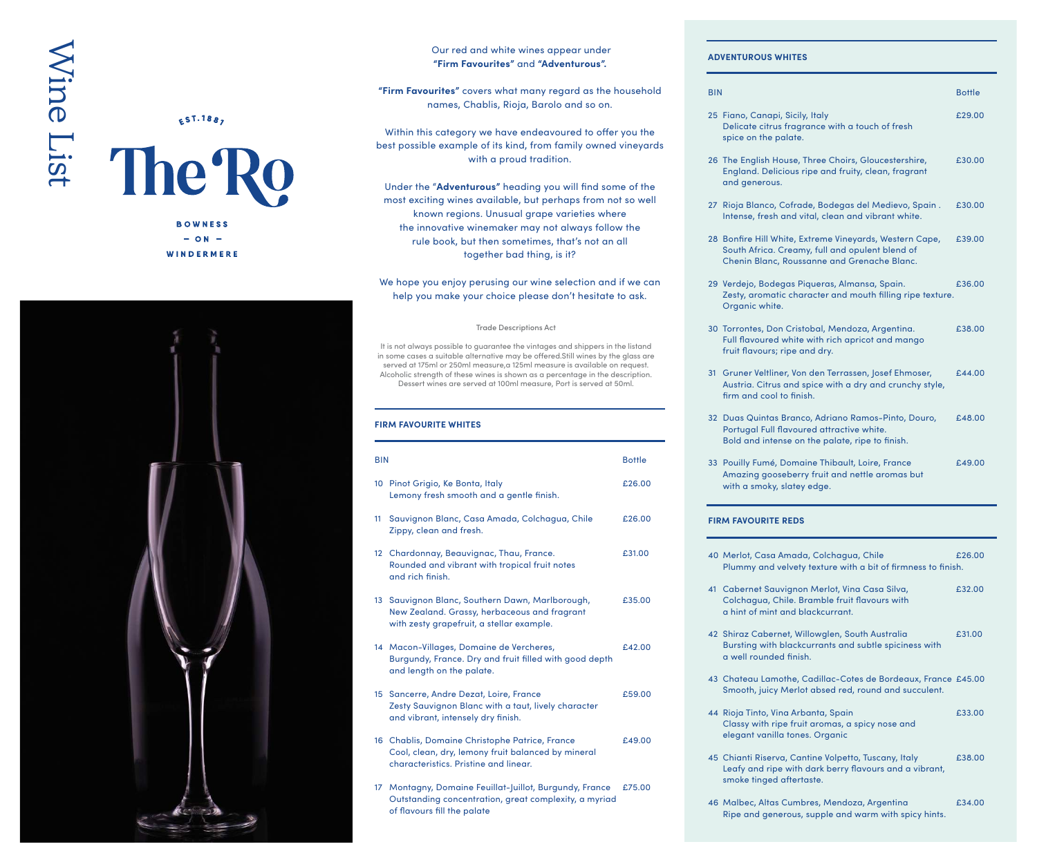# Wine List

EST. 1887

# The Ro

BOWNESS
– ON –
WINDERMERE

Our red and white wines appear under **"Firm Favourites"** and **"Adventurous".**

**"Firm Favourites"** covers what many regard as the household names, Chablis, Rioja, Barolo and so on.

Within this category we have endeavoured to offer you the best possible example of its kind, from family owned vineyards with a proud tradition.

Under the "**Adventurous"** heading you will find some of the most exciting wines available, but perhaps from not so well known regions. Unusual grape varieties where the innovative winemaker may not always follow the rule book, but then sometimes, that's not an all together bad thing, is it?

We hope you enjoy perusing our wine selection and if we can help you make your choice please don't hesitate to ask.

Trade Descriptions Act

It is not always possible to guarantee the vintages and shippers in the listand in some cases a suitable alternative may be offered.Still wines by the glass are served at 175ml or 250ml measure,a 125ml measure is available on request. Alcoholic strength of these wines is shown as a percentage in the description. Dessert wines are served at 100ml measure, Port is served at 50ml.

## FIRM FAVOURITE WHITES

| BIN | | Bottle |
|---|---|---|
| 10 | Pinot Grigio, Ke Bonta, Italy<br>Lemony fresh smooth and a gentle finish. | £26.00 |
| 11 | Sauvignon Blanc, Casa Amada, Colchagua, Chile<br>Zippy, clean and fresh. | £26.00 |
| 12 | Chardonnay, Beauvignac, Thau, France.<br>Rounded and vibrant with tropical fruit notes and rich finish. | £31.00 |
| 13 | Sauvignon Blanc, Southern Dawn, Marlborough, New Zealand. Grassy, herbaceous and fragrant with zesty grapefruit, a stellar example. | £35.00 |
| 14 | Macon-Villages, Domaine de Vercheres, Burgundy, France. Dry and fruit filled with good depth and length on the palate. | £42.00 |
| 15 | Sancerre, Andre Dezat, Loire, France<br>Zesty Sauvignon Blanc with a taut, lively character and vibrant, intensely dry finish. | £59.00 |
| 16 | Chablis, Domaine Christophe Patrice, France<br>Cool, clean, dry, lemony fruit balanced by mineral characteristics. Pristine and linear. | £49.00 |
| 17 | Montagny, Domaine Feuillat-Juillot, Burgundy, France<br>Outstanding concentration, great complexity, a myriad of flavours fill the palate | £75.00 |

## ADVENTUROUS WHITES

| BIN | | Bottle |
|---|---|---|
| 25 | Fiano, Canapi, Sicily, Italy<br>Delicate citrus fragrance with a touch of fresh spice on the palate. | £29.00 |
| 26 | The English House, Three Choirs, Gloucestershire, England. Delicious ripe and fruity, clean, fragrant and generous. | £30.00 |
| 27 | Rioja Blanco, Cofrade, Bodegas del Medievo, Spain .<br>Intense, fresh and vital, clean and vibrant white. | £30.00 |
| 28 | Bonfire Hill White, Extreme Vineyards, Western Cape, South Africa. Creamy, full and opulent blend of Chenin Blanc, Roussanne and Grenache Blanc. | £39.00 |
| 29 | Verdejo, Bodegas Piqueras, Almansa, Spain.<br>Zesty, aromatic character and mouth filling ripe texture. Organic white. | £36.00 |
| 30 | Torrontes, Don Cristobal, Mendoza, Argentina.<br>Full flavoured white with rich apricot and mango fruit flavours; ripe and dry. | £38.00 |
| 31 | Gruner Veltliner, Von den Terrassen, Josef Ehmoser, Austria. Citrus and spice with a dry and crunchy style, firm and cool to finish. | £44.00 |
| 32 | Duas Quintas Branco, Adriano Ramos-Pinto, Douro, Portugal Full flavoured attractive white.<br>Bold and intense on the palate, ripe to finish. | £48.00 |
| 33 | Pouilly Fumé, Domaine Thibault, Loire, France<br>Amazing gooseberry fruit and nettle aromas but with a smoky, slatey edge. | £49.00 |

## FIRM FAVOURITE REDS

| BIN | | Bottle |
|---|---|---|
| 40 | Merlot, Casa Amada, Colchagua, Chile<br>Plummy and velvety texture with a bit of firmness to finish. | £26.00 |
| 41 | Cabernet Sauvignon Merlot, Vina Casa Silva, Colchagua, Chile. Bramble fruit flavours with a hint of mint and blackcurrant. | £32.00 |
| 42 | Shiraz Cabernet, Willowglen, South Australia<br>Bursting with blackcurrants and subtle spiciness with a well rounded finish. | £31.00 |
| 43 | Chateau Lamothe, Cadillac-Cotes de Bordeaux, France<br>Smooth, juicy Merlot absed red, round and succulent. | £45.00 |
| 44 | Rioja Tinto, Vina Arbanta, Spain<br>Classy with ripe fruit aromas, a spicy nose and elegant vanilla tones. Organic | £33.00 |
| 45 | Chianti Riserva, Cantine Volpetto, Tuscany, Italy<br>Leafy and ripe with dark berry flavours and a vibrant, smoke tinged aftertaste. | £38.00 |
| 46 | Malbec, Altas Cumbres, Mendoza, Argentina<br>Ripe and generous, supple and warm with spicy hints. | £34.00 |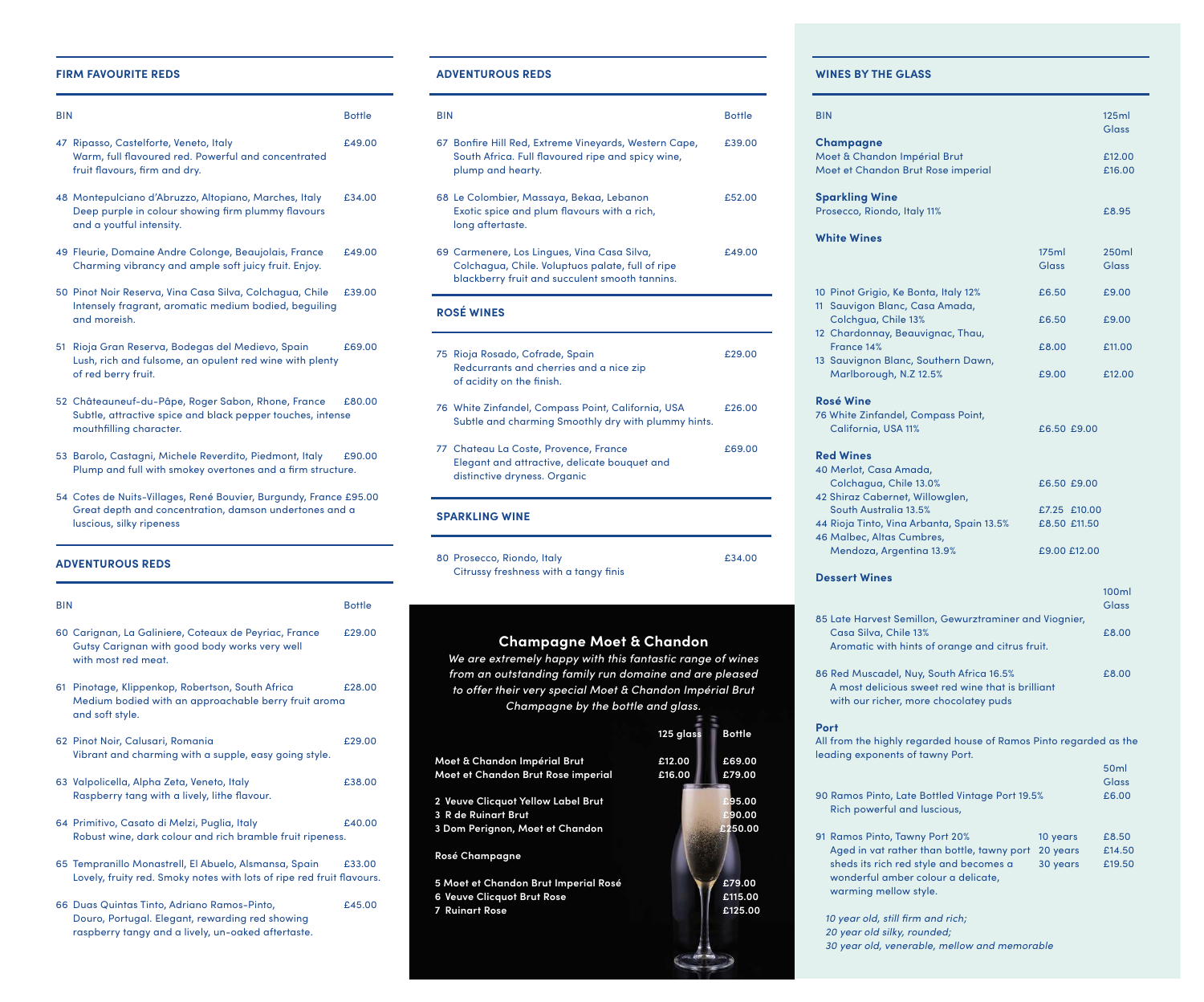## FIRM FAVOURITE REDS

| BIN | | Bottle |
|---|---|---|
| 47 | Ripasso, Castelforte, Veneto, Italy<br>Warm, full flavoured red. Powerful and concentrated fruit flavours, firm and dry. | £49.00 |
| 48 | Montepulciano d'Abruzzo, Altopiano, Marches, Italy<br>Deep purple in colour showing firm plummy flavours and a youthful intensity. | £34.00 |
| 49 | Fleurie, Domaine Andre Colonge, Beaujolais, France<br>Charming vibrancy and ample soft juicy fruit. Enjoy. | £49.00 |
| 50 | Pinot Noir Reserva, Vina Casa Silva, Colchagua, Chile<br>Intensely fragrant, aromatic medium bodied, beguiling and moreish. | £39.00 |
| 51 | Rioja Gran Reserva, Bodegas del Medievo, Spain<br>Lush, rich and fulsome, an opulent red wine with plenty of red berry fruit. | £69.00 |
| 52 | Châteauneuf-du-Pâpe, Roger Sabon, Rhone, France<br>Subtle, attractive spice and black pepper touches, intense mouthfilling character. | £80.00 |
| 53 | Barolo, Castagni, Michele Reverdito, Piedmont, Italy<br>Plump and full with smokey overtones and a firm structure. | £90.00 |
| 54 | Cotes de Nuits-Villages, René Bouvier, Burgundy, France<br>Great depth and concentration, damson undertones and a luscious, silky ripeness | £95.00 |

## ADVENTUROUS REDS

| BIN | | Bottle |
|---|---|---|
| 60 | Carignan, La Galiniere, Coteaux de Peyriac, France<br>Gutsy Carignan with good body works very well with most red meat. | £29.00 |
| 61 | Pinotage, Klippenkop, Robertson, South Africa<br>Medium bodied with an approachable berry fruit aroma and soft style. | £28.00 |
| 62 | Pinot Noir, Calusari, Romania<br>Vibrant and charming with a supple, easy going style. | £29.00 |
| 63 | Valpolicella, Alpha Zeta, Veneto, Italy<br>Raspberry tang with a lively, lithe flavour. | £38.00 |
| 64 | Primitivo, Casato di Melzi, Puglia, Italy<br>Robust wine, dark colour and rich bramble fruit ripeness. | £40.00 |
| 65 | Tempranillo Monastrell, El Abuelo, Alsmansa, Spain<br>Lovely, fruity red. Smoky notes with lots of ripe red fruit flavours. | £33.00 |
| 66 | Duas Quintas Tinto, Adriano Ramos-Pinto, Douro, Portugal. Elegant, rewarding red showing raspberry tangy and a lively, un-oaked aftertaste. | £45.00 |

## ADVENTUROUS REDS

| BIN | | Bottle |
|---|---|---|
| 67 | Bonfire Hill Red, Extreme Vineyards, Western Cape, South Africa. Full flavoured ripe and spicy wine, plump and hearty. | £39.00 |
| 68 | Le Colombier, Massaya, Bekaa, Lebanon<br>Exotic spice and plum flavours with a rich, long aftertaste. | £52.00 |
| 69 | Carmenere, Los Lingues, Vina Casa Silva, Colchagua, Chile. Voluptuos palate, full of ripe blackberry fruit and succulent smooth tannins. | £49.00 |

## ROSÉ WINES

| | | |
|---|---|---|
| 75 | Rioja Rosado, Cofrade, Spain<br>Redcurrants and cherries and a nice zip of acidity on the finish. | £29.00 |
| 76 | White Zinfandel, Compass Point, California, USA<br>Subtle and charming Smoothly dry with plummy hints. | £26.00 |
| 77 | Chateau La Coste, Provence, France<br>Elegant and attractive, delicate bouquet and distinctive dryness. Organic | £69.00 |

## SPARKLING WINE

| | | |
|---|---|---|
| 80 | Prosecco, Riondo, Italy<br>Citrussy freshness with a tangy finis | £34.00 |

## Champagne Moet & Chandon

*We are extremely happy with this fantastic range of wines from an outstanding family run domaine and are pleased to offer their very special Moet & Chandon Impérial Brut Champagne by the bottle and glass.*

| | 125 glass | Bottle |
|---|---|---|
| **Moet & Chandon Impérial Brut** | **£12.00** | **£69.00** |
| **Moet et Chandon Brut Rose imperial** | **£16.00** | **£79.00** |
| **2 Veuve Clicquot Yellow Label Brut** | | **£95.00** |
| **3 R de Ruinart Brut** | | **£90.00** |
| **3 Dom Perignon, Moet et Chandon** | | **£250.00** |
| **Rosé Champagne** | | |
| **5 Moet et Chandon Brut Imperial Rosé** | | **£79.00** |
| **6 Veuve Clicquot Brut Rose** | | **£115.00** |
| **7 Ruinart Rose** | | **£125.00** |

## WINES BY THE GLASS

| BIN | | 125ml Glass |
|---|---|---|
| **Champagne** | | |
| Moet & Chandon Impérial Brut | | £12.00 |
| Moet et Chandon Brut Rose imperial | | £16.00 |
| **Sparkling Wine** | | |
| Prosecco, Riondo, Italy 11% | | £8.95 |

**White Wines**

| | 175ml Glass | 250ml Glass |
|---|---|---|
| 10 Pinot Grigio, Ke Bonta, Italy 12% | £6.50 | £9.00 |
| 11 Sauvigon Blanc, Casa Amada, Colchgua, Chile 13% | £6.50 | £9.00 |
| 12 Chardonnay, Beauvignac, Thau, France 14% | £8.00 | £11.00 |
| 13 Sauvignon Blanc, Southern Dawn, Marlborough, N.Z 12.5% | £9.00 | £12.00 |
| **Rosé Wine** | | |
| 76 White Zinfandel, Compass Point, California, USA 11% | £6.50 | £9.00 |
| **Red Wines** | | |
| 40 Merlot, Casa Amada, Colchagua, Chile 13.0% | £6.50 | £9.00 |
| 42 Shiraz Cabernet, Willowglen, South Australia 13.5% | £7.25 | £10.00 |
| 44 Rioja Tinto, Vina Arbanta, Spain 13.5% | £8.50 | £11.50 |
| 46 Malbec, Altas Cumbres, Mendoza, Argentina 13.9% | £9.00 | £12.00 |

**Dessert Wines**

| | 100ml Glass |
|---|---|
| 85 Late Harvest Semillon, Gewurztraminer and Viognier, Casa Silva, Chile 13%<br>Aromatic with hints of orange and citrus fruit. | £8.00 |
| 86 Red Muscadel, Nuy, South Africa 16.5%<br>A most delicious sweet red wine that is brilliant with our richer, more chocolatey puds | £8.00 |

**Port**

All from the highly regarded house of Ramos Pinto regarded as the leading exponents of tawny Port.

| | | 50ml Glass |
|---|---|---|
| 90 Ramos Pinto, Late Bottled Vintage Port 19.5%<br>Rich powerful and luscious, | | £6.00 |
| 91 Ramos Pinto, Tawny Port 20%<br>Aged in vat rather than bottle, tawny port sheds its rich red style and becomes a wonderful amber colour a delicate, warming mellow style. | 10 years | £8.50 |
| | 20 years | £14.50 |
| | 30 years | £19.50 |

*10 year old, still firm and rich;*
*20 year old silky, rounded;*
*30 year old, venerable, mellow and memorable*